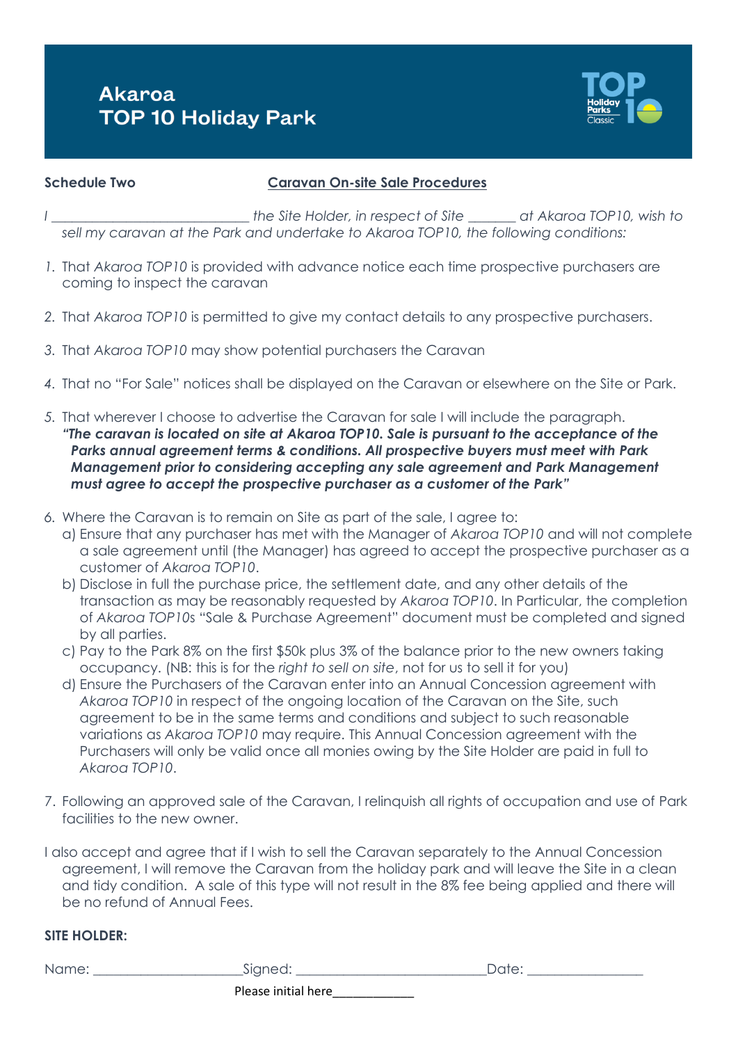# Akaroa TOP 10 Holiday Park

**Schedule Two** **Caravan On-site Sale Procedures**

*I ____________________________ the Site Holder, in respect of Site _______ at Akaroa TOP10, wish to sell my caravan at the Park and undertake to Akaroa TOP10, the following conditions:*

1. That *Akaroa TOP10* is provided with advance notice each time prospective purchasers are coming to inspect the caravan

2. That *Akaroa TOP10* is permitted to give my contact details to any prospective purchasers.

3. That *Akaroa TOP10* may show potential purchasers the Caravan

4. That no "For Sale" notices shall be displayed on the Caravan or elsewhere on the Site or Park.

5. That wherever I choose to advertise the Caravan for sale I will include the paragraph.
   ***"The caravan is located on site at Akaroa TOP10. Sale is pursuant to the acceptance of the Parks annual agreement terms & conditions. All prospective buyers must meet with Park Management prior to considering accepting any sale agreement and Park Management must agree to accept the prospective purchaser as a customer of the Park"***

6. Where the Caravan is to remain on Site as part of the sale, I agree to:
   a) Ensure that any purchaser has met with the Manager of *Akaroa TOP10* and will not complete a sale agreement until (the Manager) has agreed to accept the prospective purchaser as a customer of *Akaroa TOP10*.
   b) Disclose in full the purchase price, the settlement date, and any other details of the transaction as may be reasonably requested by *Akaroa TOP10*. In Particular, the completion of *Akaroa TOP10*s "Sale & Purchase Agreement" document must be completed and signed by all parties.
   c) Pay to the Park 8% on the first $50k plus 3% of the balance prior to the new owners taking occupancy. (NB: this is for the *right to sell on site*, not for us to sell it for you)
   d) Ensure the Purchasers of the Caravan enter into an Annual Concession agreement with *Akaroa TOP10* in respect of the ongoing location of the Caravan on the Site, such agreement to be in the same terms and conditions and subject to such reasonable variations as *Akaroa TOP10* may require. This Annual Concession agreement with the Purchasers will only be valid once all monies owing by the Site Holder are paid in full to *Akaroa TOP10*.

7. Following an approved sale of the Caravan, I relinquish all rights of occupation and use of Park facilities to the new owner.

I also accept and agree that if I wish to sell the Caravan separately to the Annual Concession agreement, I will remove the Caravan from the holiday park and will leave the Site in a clean and tidy condition. A sale of this type will not result in the 8% fee being applied and there will be no refund of Annual Fees.

**SITE HOLDER:**

Name: ____________________ Signed: __________________________ Date: ________________

Please initial here____________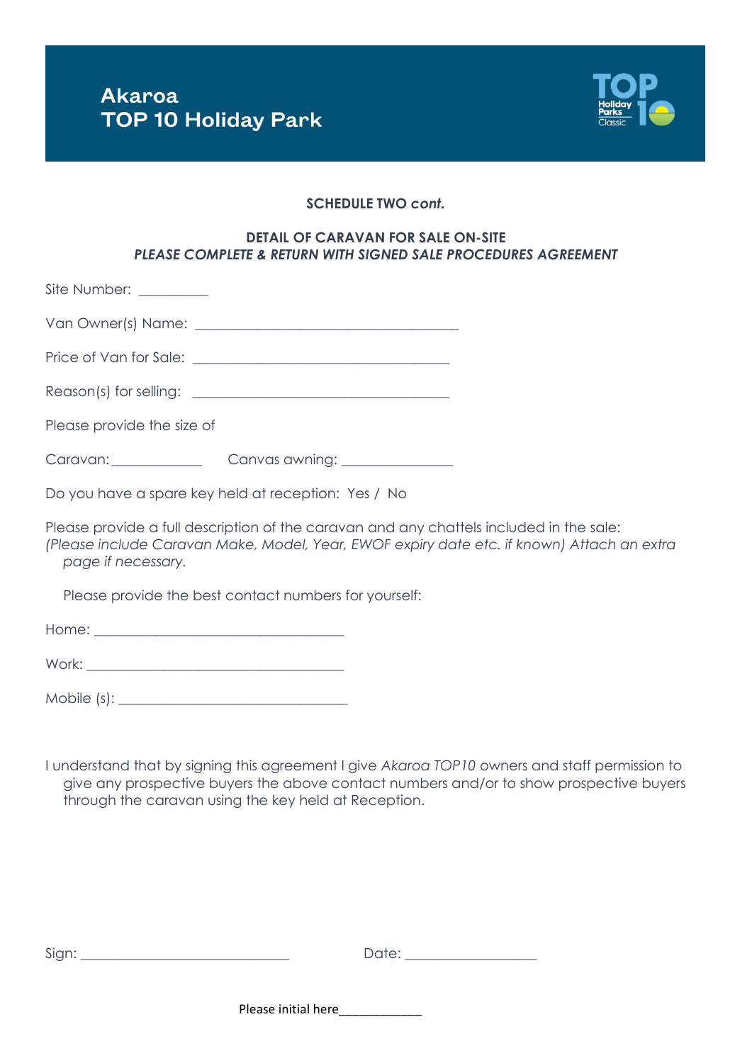# Akaroa TOP 10 Holiday Park

**SCHEDULE TWO *cont.***

**DETAIL OF CARAVAN FOR SALE ON-SITE**
***PLEASE COMPLETE & RETURN WITH SIGNED SALE PROCEDURES AGREEMENT***

Site Number: __________

Van Owner(s) Name: ______________________________________

Price of Van for Sale: _____________________________________

Reason(s) for selling: _____________________________________

Please provide the size of

Caravan: _____________ Canvas awning: ________________

Do you have a spare key held at reception: Yes / No

Please provide a full description of the caravan and any chattels included in the sale:
*(Please include Caravan Make, Model, Year, EWOF expiry date etc. if known) Attach an extra page if necessary.*

Please provide the best contact numbers for yourself:

Home: ____________________________________

Work: _____________________________________

Mobile (s): _________________________________

I understand that by signing this agreement I give *Akaroa TOP10* owners and staff permission to give any prospective buyers the above contact numbers and/or to show prospective buyers through the caravan using the key held at Reception.

Sign: ______________________________ Date: ___________________

Please initial here____________